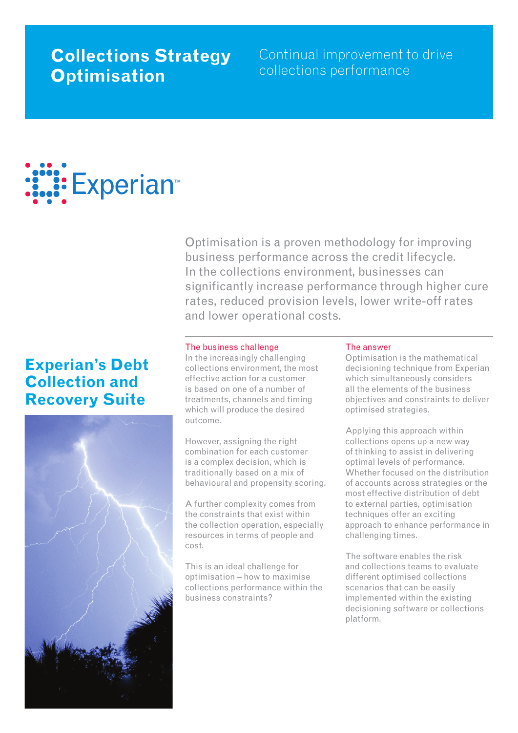# Collections Strategy Optimisation

Continual improvement to drive collections performance

Experian™

Optimisation is a proven methodology for improving business performance across the credit lifecycle. In the collections environment, businesses can significantly increase performance through higher cure rates, reduced provision levels, lower write-off rates and lower operational costs.

## Experian's Debt Collection and Recovery Suite

### The business challenge

In the increasingly challenging collections environment, the most effective action for a customer is based on one of a number of treatments, channels and timing which will produce the desired outcome.

However, assigning the right combination for each customer is a complex decision, which is traditionally based on a mix of behavioural and propensity scoring.

A further complexity comes from the constraints that exist within the collection operation, especially resources in terms of people and cost.

This is an ideal challenge for optimisation – how to maximise collections performance within the business constraints?

### The answer

Optimisation is the mathematical decisioning technique from Experian which simultaneously considers all the elements of the business objectives and constraints to deliver optimised strategies.

Applying this approach within collections opens up a new way of thinking to assist in delivering optimal levels of performance. Whether focused on the distribution of accounts across strategies or the most effective distribution of debt to external parties, optimisation techniques offer an exciting approach to enhance performance in challenging times.

The software enables the risk and collections teams to evaluate different optimised collections scenarios that can be easily implemented within the existing decisioning software or collections platform.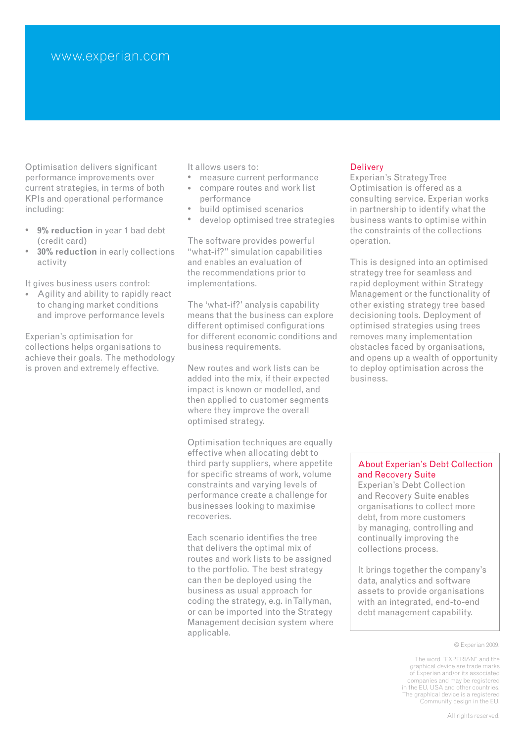www.experian.com

Optimisation delivers significant performance improvements over current strategies, in terms of both KPIs and operational performance including:

- **9% reduction** in year 1 bad debt (credit card)
- **30% reduction** in early collections activity

It gives business users control:

- Agility and ability to rapidly react to changing market conditions and improve performance levels

Experian's optimisation for collections helps organisations to achieve their goals. The methodology is proven and extremely effective.

It allows users to:

- measure current performance
- compare routes and work list performance
- build optimised scenarios
- develop optimised tree strategies

The software provides powerful "what-if?" simulation capabilities and enables an evaluation of the recommendations prior to implementations.

The 'what-if?' analysis capability means that the business can explore different optimised configurations for different economic conditions and business requirements.

New routes and work lists can be added into the mix, if their expected impact is known or modelled, and then applied to customer segments where they improve the overall optimised strategy.

Optimisation techniques are equally effective when allocating debt to third party suppliers, where appetite for specific streams of work, volume constraints and varying levels of performance create a challenge for businesses looking to maximise recoveries.

Each scenario identifies the tree that delivers the optimal mix of routes and work lists to be assigned to the portfolio. The best strategy can then be deployed using the business as usual approach for coding the strategy, e.g. in Tallyman, or can be imported into the Strategy Management decision system where applicable.

## Delivery

Experian's Strategy Tree Optimisation is offered as a consulting service. Experian works in partnership to identify what the business wants to optimise within the constraints of the collections operation.

This is designed into an optimised strategy tree for seamless and rapid deployment within Strategy Management or the functionality of other existing strategy tree based decisioning tools. Deployment of optimised strategies using trees removes many implementation obstacles faced by organisations, and opens up a wealth of opportunity to deploy optimisation across the business.

## About Experian's Debt Collection and Recovery Suite

Experian's Debt Collection and Recovery Suite enables organisations to collect more debt, from more customers by managing, controlling and continually improving the collections process.

It brings together the company's data, analytics and software assets to provide organisations with an integrated, end-to-end debt management capability.

© Experian 2009.

The word "EXPERIAN" and the graphical device are trade marks of Experian and/or its associated companies and may be registered in the EU, USA and other countries. The graphical device is a registered Community design in the EU.

All rights reserved.